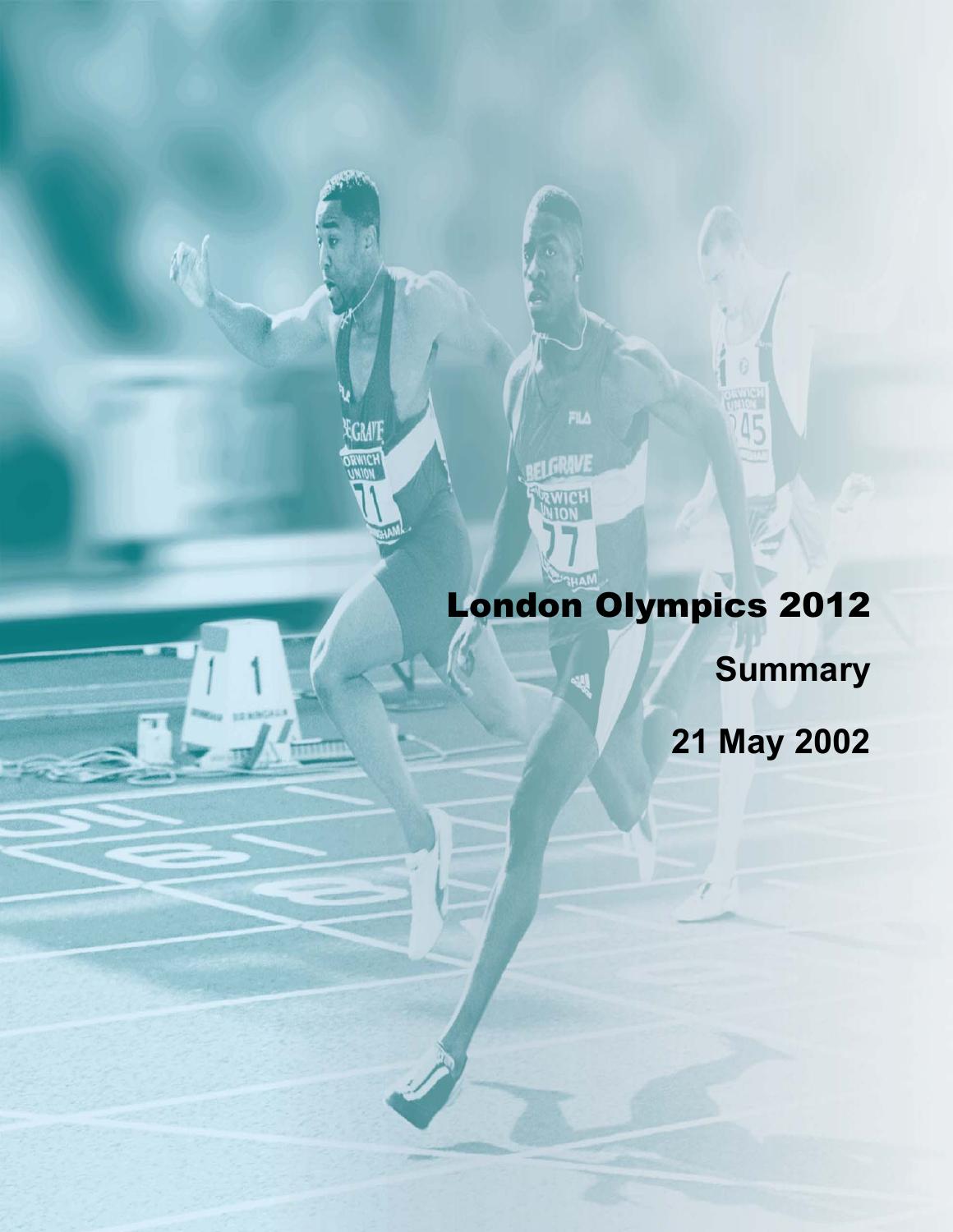# London Olympics 2012

## Summary

## 21 May 2002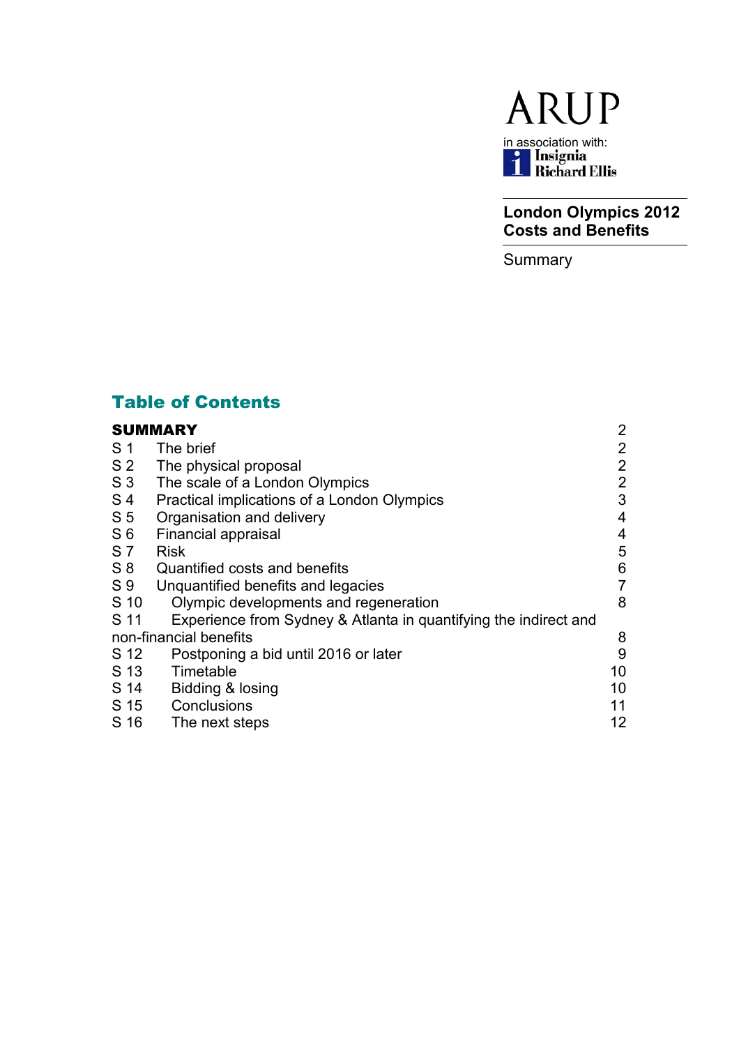ARUP

in association with:
Insignia Richard Ellis

**London Olympics 2012 Costs and Benefits**

Summary

## Table of Contents

| | | |
|---|---|---|
| **SUMMARY** | | 2 |
| S 1 | The brief | 2 |
| S 2 | The physical proposal | 2 |
| S 3 | The scale of a London Olympics | 2 |
| S 4 | Practical implications of a London Olympics | 3 |
| S 5 | Organisation and delivery | 4 |
| S 6 | Financial appraisal | 4 |
| S 7 | Risk | 5 |
| S 8 | Quantified costs and benefits | 6 |
| S 9 | Unquantified benefits and legacies | 7 |
| S 10 | Olympic developments and regeneration | 8 |
| S 11 | Experience from Sydney & Atlanta in quantifying the indirect and non-financial benefits | 8 |
| S 12 | Postponing a bid until 2016 or later | 9 |
| S 13 | Timetable | 10 |
| S 14 | Bidding & losing | 10 |
| S 15 | Conclusions | 11 |
| S 16 | The next steps | 12 |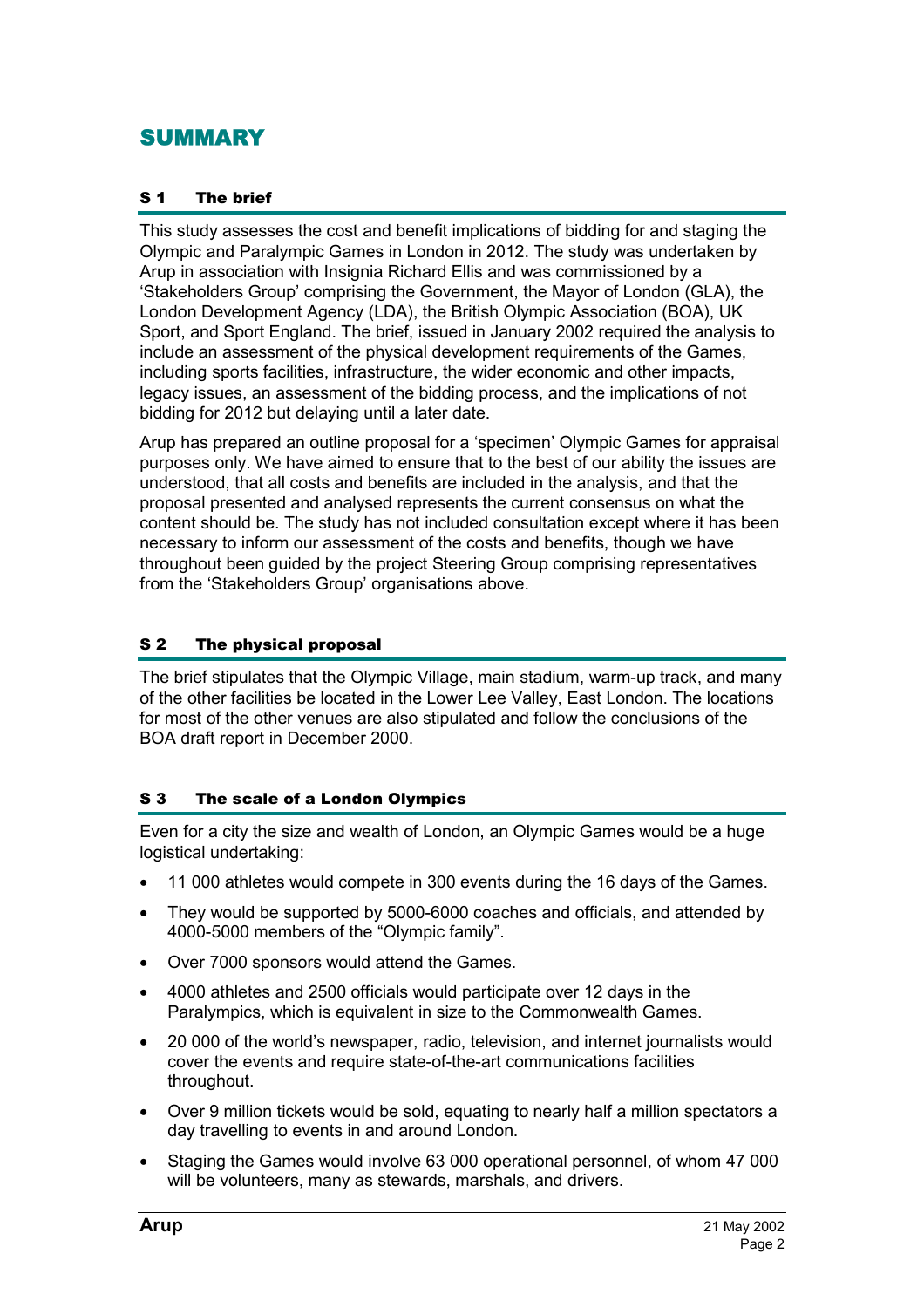# SUMMARY

## S 1 The brief

This study assesses the cost and benefit implications of bidding for and staging the Olympic and Paralympic Games in London in 2012. The study was undertaken by Arup in association with Insignia Richard Ellis and was commissioned by a 'Stakeholders Group' comprising the Government, the Mayor of London (GLA), the London Development Agency (LDA), the British Olympic Association (BOA), UK Sport, and Sport England. The brief, issued in January 2002 required the analysis to include an assessment of the physical development requirements of the Games, including sports facilities, infrastructure, the wider economic and other impacts, legacy issues, an assessment of the bidding process, and the implications of not bidding for 2012 but delaying until a later date.

Arup has prepared an outline proposal for a 'specimen' Olympic Games for appraisal purposes only. We have aimed to ensure that to the best of our ability the issues are understood, that all costs and benefits are included in the analysis, and that the proposal presented and analysed represents the current consensus on what the content should be. The study has not included consultation except where it has been necessary to inform our assessment of the costs and benefits, though we have throughout been guided by the project Steering Group comprising representatives from the 'Stakeholders Group' organisations above.

## S 2 The physical proposal

The brief stipulates that the Olympic Village, main stadium, warm-up track, and many of the other facilities be located in the Lower Lee Valley, East London. The locations for most of the other venues are also stipulated and follow the conclusions of the BOA draft report in December 2000.

## S 3 The scale of a London Olympics

Even for a city the size and wealth of London, an Olympic Games would be a huge logistical undertaking:

- 11 000 athletes would compete in 300 events during the 16 days of the Games.
- They would be supported by 5000-6000 coaches and officials, and attended by 4000-5000 members of the "Olympic family".
- Over 7000 sponsors would attend the Games.
- 4000 athletes and 2500 officials would participate over 12 days in the Paralympics, which is equivalent in size to the Commonwealth Games.
- 20 000 of the world's newspaper, radio, television, and internet journalists would cover the events and require state-of-the-art communications facilities throughout.
- Over 9 million tickets would be sold, equating to nearly half a million spectators a day travelling to events in and around London.
- Staging the Games would involve 63 000 operational personnel, of whom 47 000 will be volunteers, many as stewards, marshals, and drivers.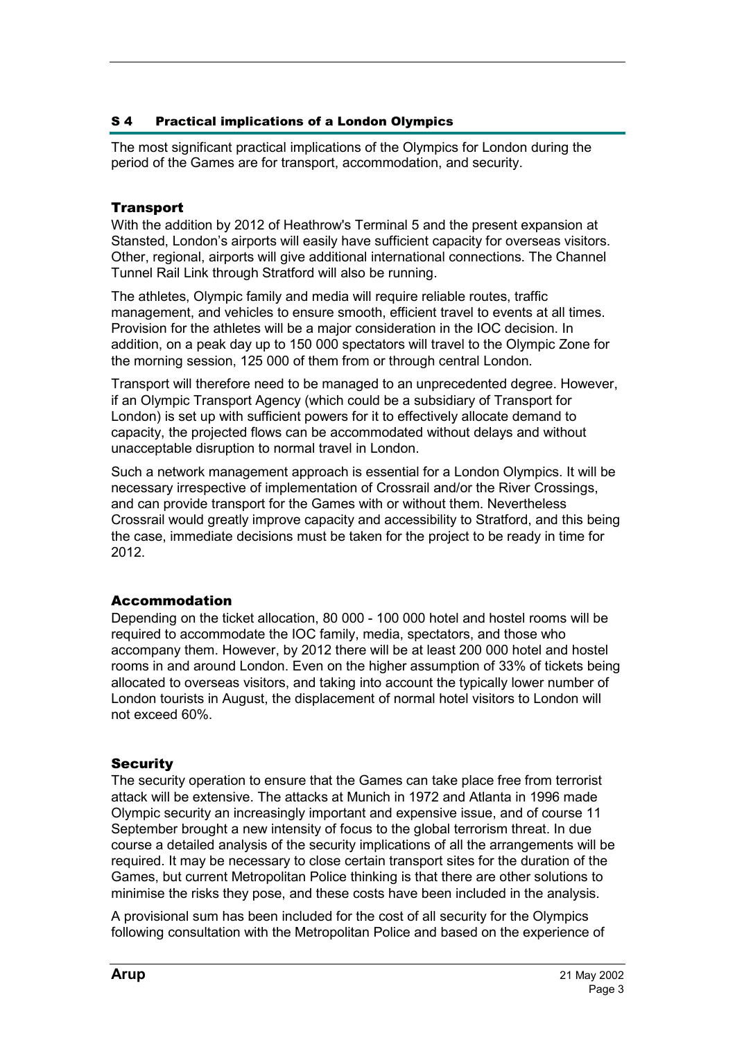## S 4 Practical implications of a London Olympics

The most significant practical implications of the Olympics for London during the period of the Games are for transport, accommodation, and security.

### Transport

With the addition by 2012 of Heathrow's Terminal 5 and the present expansion at Stansted, London's airports will easily have sufficient capacity for overseas visitors. Other, regional, airports will give additional international connections. The Channel Tunnel Rail Link through Stratford will also be running.

The athletes, Olympic family and media will require reliable routes, traffic management, and vehicles to ensure smooth, efficient travel to events at all times. Provision for the athletes will be a major consideration in the IOC decision. In addition, on a peak day up to 150 000 spectators will travel to the Olympic Zone for the morning session, 125 000 of them from or through central London.

Transport will therefore need to be managed to an unprecedented degree. However, if an Olympic Transport Agency (which could be a subsidiary of Transport for London) is set up with sufficient powers for it to effectively allocate demand to capacity, the projected flows can be accommodated without delays and without unacceptable disruption to normal travel in London.

Such a network management approach is essential for a London Olympics. It will be necessary irrespective of implementation of Crossrail and/or the River Crossings, and can provide transport for the Games with or without them. Nevertheless Crossrail would greatly improve capacity and accessibility to Stratford, and this being the case, immediate decisions must be taken for the project to be ready in time for 2012.

### Accommodation

Depending on the ticket allocation, 80 000 - 100 000 hotel and hostel rooms will be required to accommodate the IOC family, media, spectators, and those who accompany them. However, by 2012 there will be at least 200 000 hotel and hostel rooms in and around London. Even on the higher assumption of 33% of tickets being allocated to overseas visitors, and taking into account the typically lower number of London tourists in August, the displacement of normal hotel visitors to London will not exceed 60%.

### Security

The security operation to ensure that the Games can take place free from terrorist attack will be extensive. The attacks at Munich in 1972 and Atlanta in 1996 made Olympic security an increasingly important and expensive issue, and of course 11 September brought a new intensity of focus to the global terrorism threat. In due course a detailed analysis of the security implications of all the arrangements will be required. It may be necessary to close certain transport sites for the duration of the Games, but current Metropolitan Police thinking is that there are other solutions to minimise the risks they pose, and these costs have been included in the analysis.

A provisional sum has been included for the cost of all security for the Olympics following consultation with the Metropolitan Police and based on the experience of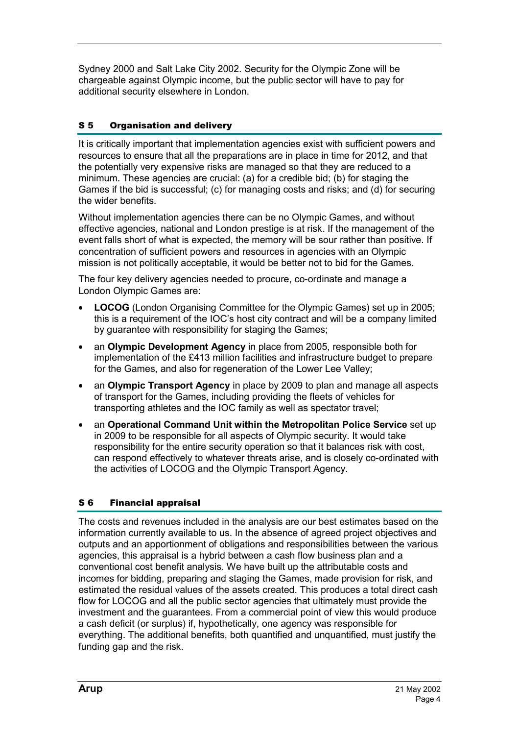Sydney 2000 and Salt Lake City 2002. Security for the Olympic Zone will be chargeable against Olympic income, but the public sector will have to pay for additional security elsewhere in London.

## S 5 Organisation and delivery

It is critically important that implementation agencies exist with sufficient powers and resources to ensure that all the preparations are in place in time for 2012, and that the potentially very expensive risks are managed so that they are reduced to a minimum. These agencies are crucial: (a) for a credible bid; (b) for staging the Games if the bid is successful; (c) for managing costs and risks; and (d) for securing the wider benefits.

Without implementation agencies there can be no Olympic Games, and without effective agencies, national and London prestige is at risk. If the management of the event falls short of what is expected, the memory will be sour rather than positive. If concentration of sufficient powers and resources in agencies with an Olympic mission is not politically acceptable, it would be better not to bid for the Games.

The four key delivery agencies needed to procure, co-ordinate and manage a London Olympic Games are:

- **LOCOG** (London Organising Committee for the Olympic Games) set up in 2005; this is a requirement of the IOC's host city contract and will be a company limited by guarantee with responsibility for staging the Games;
- an **Olympic Development Agency** in place from 2005, responsible both for implementation of the £413 million facilities and infrastructure budget to prepare for the Games, and also for regeneration of the Lower Lee Valley;
- an **Olympic Transport Agency** in place by 2009 to plan and manage all aspects of transport for the Games, including providing the fleets of vehicles for transporting athletes and the IOC family as well as spectator travel;
- an **Operational Command Unit within the Metropolitan Police Service** set up in 2009 to be responsible for all aspects of Olympic security. It would take responsibility for the entire security operation so that it balances risk with cost, can respond effectively to whatever threats arise, and is closely co-ordinated with the activities of LOCOG and the Olympic Transport Agency.

## S 6 Financial appraisal

The costs and revenues included in the analysis are our best estimates based on the information currently available to us. In the absence of agreed project objectives and outputs and an apportionment of obligations and responsibilities between the various agencies, this appraisal is a hybrid between a cash flow business plan and a conventional cost benefit analysis. We have built up the attributable costs and incomes for bidding, preparing and staging the Games, made provision for risk, and estimated the residual values of the assets created. This produces a total direct cash flow for LOCOG and all the public sector agencies that ultimately must provide the investment and the guarantees. From a commercial point of view this would produce a cash deficit (or surplus) if, hypothetically, one agency was responsible for everything. The additional benefits, both quantified and unquantified, must justify the funding gap and the risk.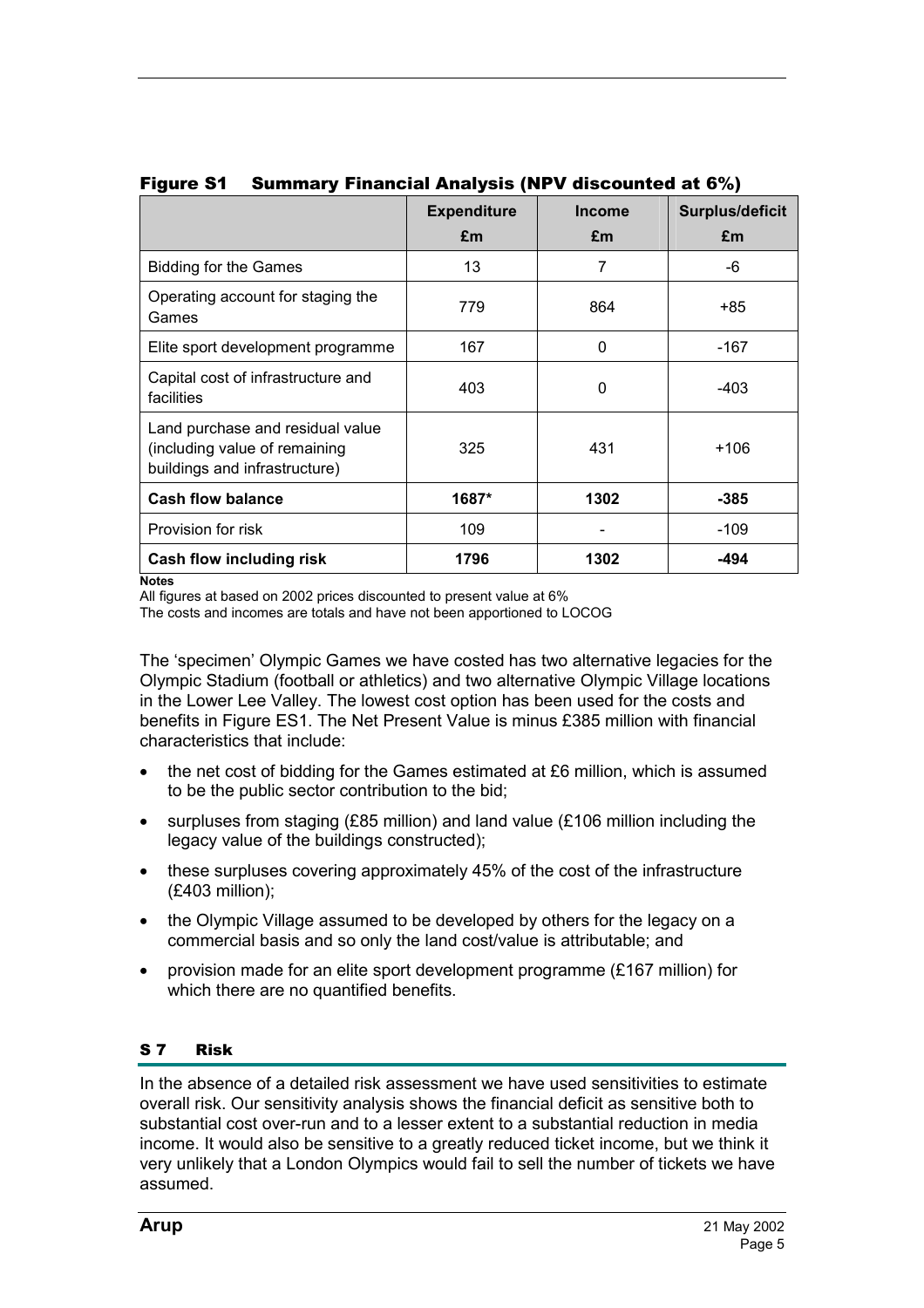**Figure S1 Summary Financial Analysis (NPV discounted at 6%)**

| | Expenditure £m | Income £m | Surplus/deficit £m |
|---|---|---|---|
| Bidding for the Games | 13 | 7 | -6 |
| Operating account for staging the Games | 779 | 864 | +85 |
| Elite sport development programme | 167 | 0 | -167 |
| Capital cost of infrastructure and facilities | 403 | 0 | -403 |
| Land purchase and residual value (including value of remaining buildings and infrastructure) | 325 | 431 | +106 |
| **Cash flow balance** | **1687*** | **1302** | **-385** |
| Provision for risk | 109 | - | -109 |
| **Cash flow including risk** | **1796** | **1302** | **-494** |

**Notes**

All figures at based on 2002 prices discounted to present value at 6%

The costs and incomes are totals and have not been apportioned to LOCOG

The 'specimen' Olympic Games we have costed has two alternative legacies for the Olympic Stadium (football or athletics) and two alternative Olympic Village locations in the Lower Lee Valley. The lowest cost option has been used for the costs and benefits in Figure ES1. The Net Present Value is minus £385 million with financial characteristics that include:

- the net cost of bidding for the Games estimated at £6 million, which is assumed to be the public sector contribution to the bid;
- surpluses from staging (£85 million) and land value (£106 million including the legacy value of the buildings constructed);
- these surpluses covering approximately 45% of the cost of the infrastructure (£403 million);
- the Olympic Village assumed to be developed by others for the legacy on a commercial basis and so only the land cost/value is attributable; and
- provision made for an elite sport development programme (£167 million) for which there are no quantified benefits.

## S 7 Risk

In the absence of a detailed risk assessment we have used sensitivities to estimate overall risk. Our sensitivity analysis shows the financial deficit as sensitive both to substantial cost over-run and to a lesser extent to a substantial reduction in media income. It would also be sensitive to a greatly reduced ticket income, but we think it very unlikely that a London Olympics would fail to sell the number of tickets we have assumed.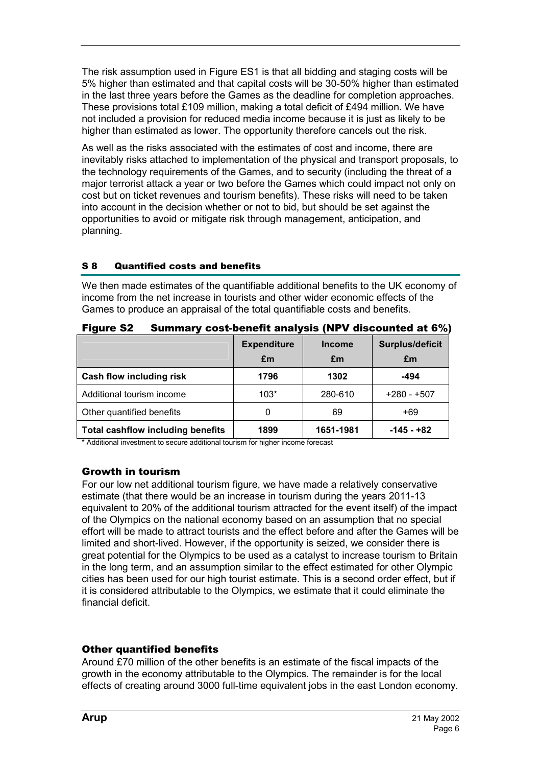The risk assumption used in Figure ES1 is that all bidding and staging costs will be 5% higher than estimated and that capital costs will be 30-50% higher than estimated in the last three years before the Games as the deadline for completion approaches. These provisions total £109 million, making a total deficit of £494 million. We have not included a provision for reduced media income because it is just as likely to be higher than estimated as lower. The opportunity therefore cancels out the risk.

As well as the risks associated with the estimates of cost and income, there are inevitably risks attached to implementation of the physical and transport proposals, to the technology requirements of the Games, and to security (including the threat of a major terrorist attack a year or two before the Games which could impact not only on cost but on ticket revenues and tourism benefits). These risks will need to be taken into account in the decision whether or not to bid, but should be set against the opportunities to avoid or mitigate risk through management, anticipation, and planning.

## S 8 Quantified costs and benefits

We then made estimates of the quantifiable additional benefits to the UK economy of income from the net increase in tourists and other wider economic effects of the Games to produce an appraisal of the total quantifiable costs and benefits.

**Figure S2 Summary cost-benefit analysis (NPV discounted at 6%)**

| | Expenditure £m | Income £m | Surplus/deficit £m |
|---|---|---|---|
| **Cash flow including risk** | **1796** | **1302** | **-494** |
| Additional tourism income | 103* | 280-610 | +280 - +507 |
| Other quantified benefits | 0 | 69 | +69 |
| **Total cashflow including benefits** | **1899** | **1651-1981** | **-145 - +82** |

\* Additional investment to secure additional tourism for higher income forecast

### Growth in tourism

For our low net additional tourism figure, we have made a relatively conservative estimate (that there would be an increase in tourism during the years 2011-13 equivalent to 20% of the additional tourism attracted for the event itself) of the impact of the Olympics on the national economy based on an assumption that no special effort will be made to attract tourists and the effect before and after the Games will be limited and short-lived. However, if the opportunity is seized, we consider there is great potential for the Olympics to be used as a catalyst to increase tourism to Britain in the long term, and an assumption similar to the effect estimated for other Olympic cities has been used for our high tourist estimate. This is a second order effect, but if it is considered attributable to the Olympics, we estimate that it could eliminate the financial deficit.

### Other quantified benefits

Around £70 million of the other benefits is an estimate of the fiscal impacts of the growth in the economy attributable to the Olympics. The remainder is for the local effects of creating around 3000 full-time equivalent jobs in the east London economy.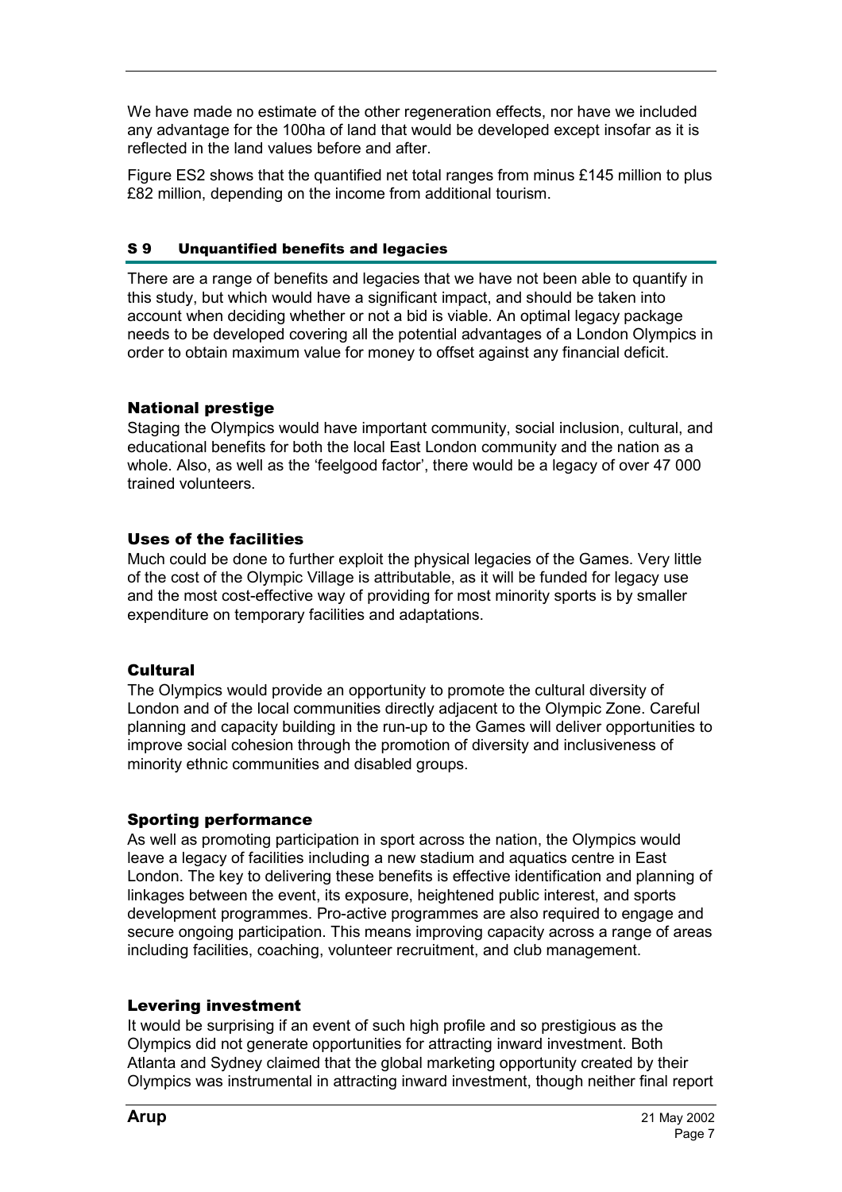We have made no estimate of the other regeneration effects, nor have we included any advantage for the 100ha of land that would be developed except insofar as it is reflected in the land values before and after.

Figure ES2 shows that the quantified net total ranges from minus £145 million to plus £82 million, depending on the income from additional tourism.

## S 9 Unquantified benefits and legacies

There are a range of benefits and legacies that we have not been able to quantify in this study, but which would have a significant impact, and should be taken into account when deciding whether or not a bid is viable. An optimal legacy package needs to be developed covering all the potential advantages of a London Olympics in order to obtain maximum value for money to offset against any financial deficit.

### National prestige

Staging the Olympics would have important community, social inclusion, cultural, and educational benefits for both the local East London community and the nation as a whole. Also, as well as the 'feelgood factor', there would be a legacy of over 47 000 trained volunteers.

### Uses of the facilities

Much could be done to further exploit the physical legacies of the Games. Very little of the cost of the Olympic Village is attributable, as it will be funded for legacy use and the most cost-effective way of providing for most minority sports is by smaller expenditure on temporary facilities and adaptations.

### Cultural

The Olympics would provide an opportunity to promote the cultural diversity of London and of the local communities directly adjacent to the Olympic Zone. Careful planning and capacity building in the run-up to the Games will deliver opportunities to improve social cohesion through the promotion of diversity and inclusiveness of minority ethnic communities and disabled groups.

### Sporting performance

As well as promoting participation in sport across the nation, the Olympics would leave a legacy of facilities including a new stadium and aquatics centre in East London. The key to delivering these benefits is effective identification and planning of linkages between the event, its exposure, heightened public interest, and sports development programmes. Pro-active programmes are also required to engage and secure ongoing participation. This means improving capacity across a range of areas including facilities, coaching, volunteer recruitment, and club management.

### Levering investment

It would be surprising if an event of such high profile and so prestigious as the Olympics did not generate opportunities for attracting inward investment. Both Atlanta and Sydney claimed that the global marketing opportunity created by their Olympics was instrumental in attracting inward investment, though neither final report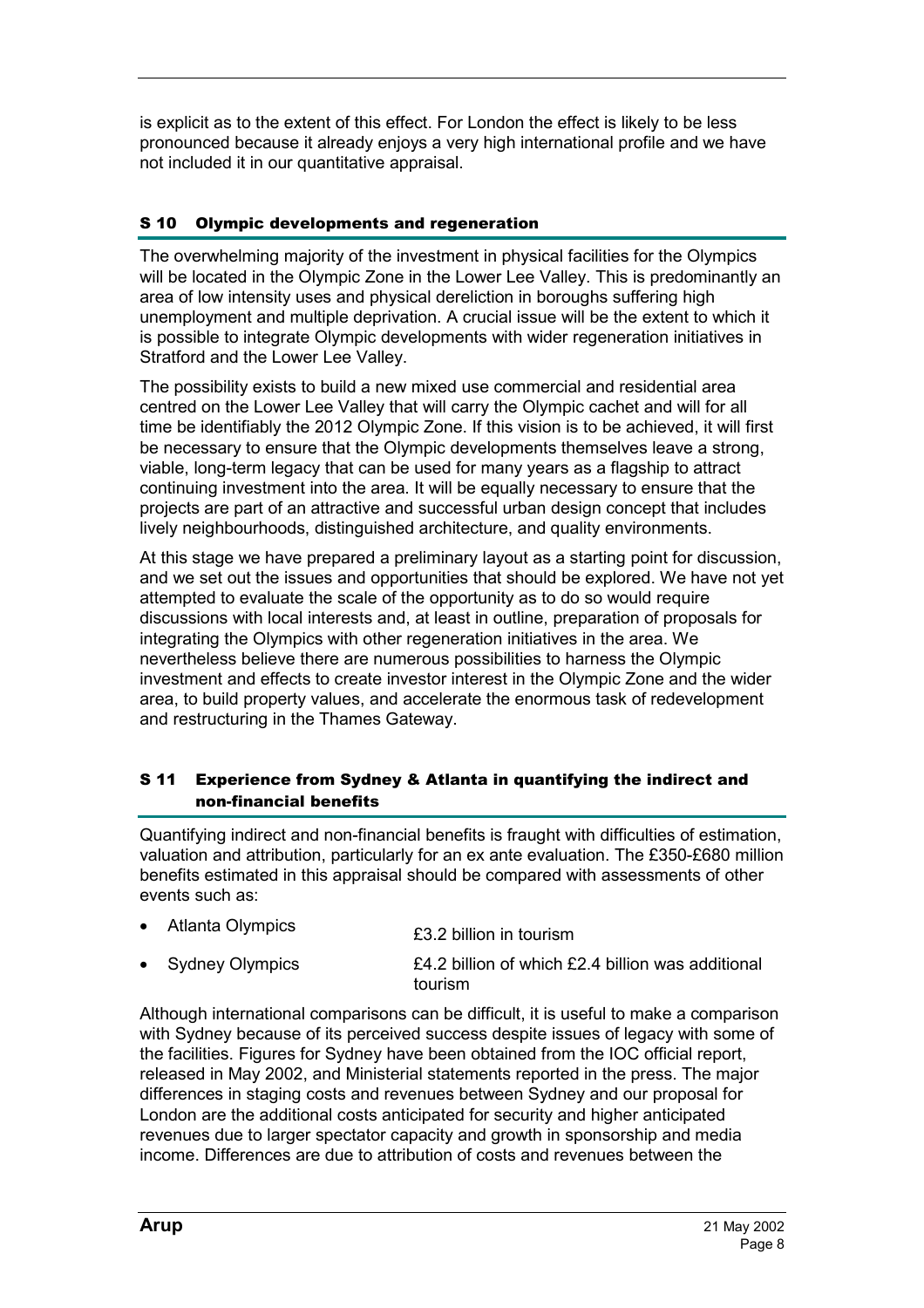is explicit as to the extent of this effect. For London the effect is likely to be less pronounced because it already enjoys a very high international profile and we have not included it in our quantitative appraisal.

## S 10 Olympic developments and regeneration

The overwhelming majority of the investment in physical facilities for the Olympics will be located in the Olympic Zone in the Lower Lee Valley. This is predominantly an area of low intensity uses and physical dereliction in boroughs suffering high unemployment and multiple deprivation. A crucial issue will be the extent to which it is possible to integrate Olympic developments with wider regeneration initiatives in Stratford and the Lower Lee Valley.

The possibility exists to build a new mixed use commercial and residential area centred on the Lower Lee Valley that will carry the Olympic cachet and will for all time be identifiably the 2012 Olympic Zone. If this vision is to be achieved, it will first be necessary to ensure that the Olympic developments themselves leave a strong, viable, long-term legacy that can be used for many years as a flagship to attract continuing investment into the area. It will be equally necessary to ensure that the projects are part of an attractive and successful urban design concept that includes lively neighbourhoods, distinguished architecture, and quality environments.

At this stage we have prepared a preliminary layout as a starting point for discussion, and we set out the issues and opportunities that should be explored. We have not yet attempted to evaluate the scale of the opportunity as to do so would require discussions with local interests and, at least in outline, preparation of proposals for integrating the Olympics with other regeneration initiatives in the area. We nevertheless believe there are numerous possibilities to harness the Olympic investment and effects to create investor interest in the Olympic Zone and the wider area, to build property values, and accelerate the enormous task of redevelopment and restructuring in the Thames Gateway.

## S 11 Experience from Sydney & Atlanta in quantifying the indirect and non-financial benefits

Quantifying indirect and non-financial benefits is fraught with difficulties of estimation, valuation and attribution, particularly for an ex ante evaluation. The £350-£680 million benefits estimated in this appraisal should be compared with assessments of other events such as:

- Atlanta Olympics — £3.2 billion in tourism
- Sydney Olympics — £4.2 billion of which £2.4 billion was additional tourism

Although international comparisons can be difficult, it is useful to make a comparison with Sydney because of its perceived success despite issues of legacy with some of the facilities. Figures for Sydney have been obtained from the IOC official report, released in May 2002, and Ministerial statements reported in the press. The major differences in staging costs and revenues between Sydney and our proposal for London are the additional costs anticipated for security and higher anticipated revenues due to larger spectator capacity and growth in sponsorship and media income. Differences are due to attribution of costs and revenues between the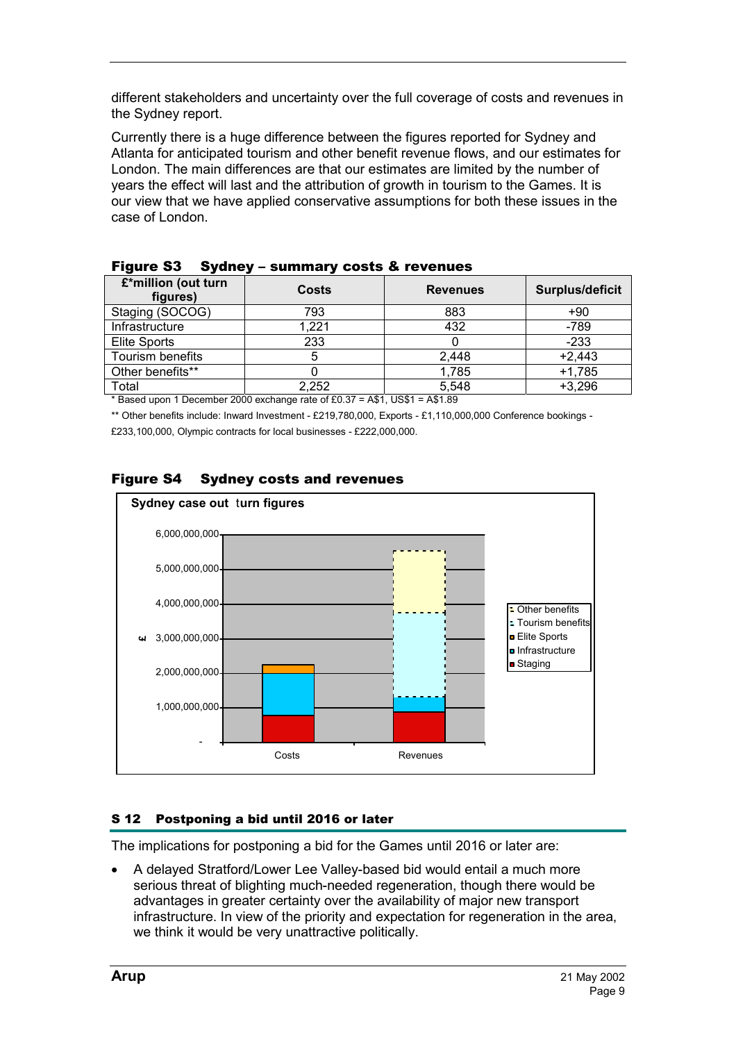different stakeholders and uncertainty over the full coverage of costs and revenues in the Sydney report.

Currently there is a huge difference between the figures reported for Sydney and Atlanta for anticipated tourism and other benefit revenue flows, and our estimates for London. The main differences are that our estimates are limited by the number of years the effect will last and the attribution of growth in tourism to the Games. It is our view that we have applied conservative assumptions for both these issues in the case of London.

**Figure S3 Sydney – summary costs & revenues**

| £*million (out turn figures) | Costs | Revenues | Surplus/deficit |
|---|---|---|---|
| Staging (SOCOG) | 793 | 883 | +90 |
| Infrastructure | 1,221 | 432 | -789 |
| Elite Sports | 233 | 0 | -233 |
| Tourism benefits | 5 | 2,448 | +2,443 |
| Other benefits** | 0 | 1,785 | +1,785 |
| Total | 2,252 | 5,548 | +3,296 |

\* Based upon 1 December 2000 exchange rate of £0.37 = A$1, US$1 = A$1.89

** Other benefits include: Inward Investment - £219,780,000, Exports - £1,110,000,000 Conference bookings - £233,100,000, Olympic contracts for local businesses - £222,000,000.

**Figure S4 Sydney costs and revenues**

Sydney case out turn figures

### S 12 Postponing a bid until 2016 or later

The implications for postponing a bid for the Games until 2016 or later are:

- A delayed Stratford/Lower Lee Valley-based bid would entail a much more serious threat of blighting much-needed regeneration, though there would be advantages in greater certainty over the availability of major new transport infrastructure. In view of the priority and expectation for regeneration in the area, we think it would be very unattractive politically.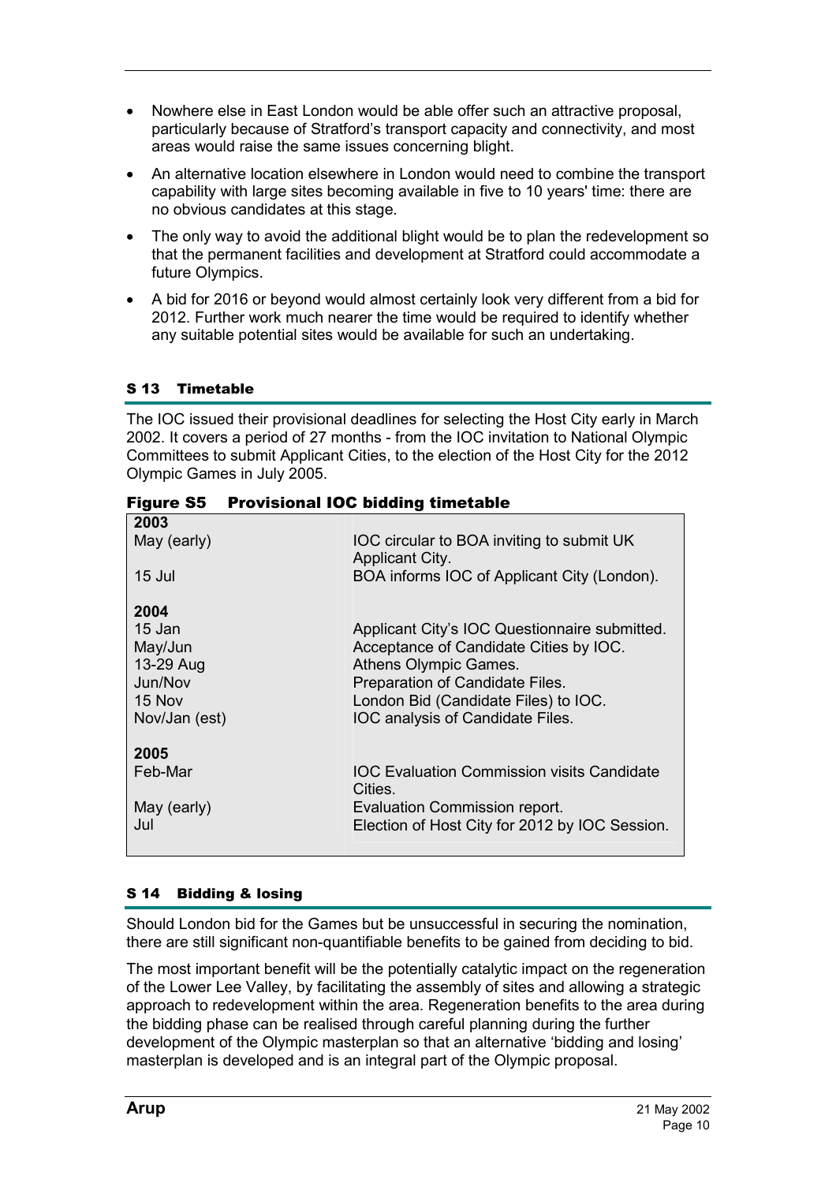- Nowhere else in East London would be able offer such an attractive proposal, particularly because of Stratford's transport capacity and connectivity, and most areas would raise the same issues concerning blight.
- An alternative location elsewhere in London would need to combine the transport capability with large sites becoming available in five to 10 years' time: there are no obvious candidates at this stage.
- The only way to avoid the additional blight would be to plan the redevelopment so that the permanent facilities and development at Stratford could accommodate a future Olympics.
- A bid for 2016 or beyond would almost certainly look very different from a bid for 2012. Further work much nearer the time would be required to identify whether any suitable potential sites would be available for such an undertaking.

## S 13 Timetable

The IOC issued their provisional deadlines for selecting the Host City early in March 2002. It covers a period of 27 months - from the IOC invitation to National Olympic Committees to submit Applicant Cities, to the election of the Host City for the 2012 Olympic Games in July 2005.

**Figure S5 Provisional IOC bidding timetable**

| Date | Event |
|---|---|
| **2003** | |
| May (early) | IOC circular to BOA inviting to submit UK Applicant City. |
| 15 Jul | BOA informs IOC of Applicant City (London). |
| **2004** | |
| 15 Jan | Applicant City's IOC Questionnaire submitted. |
| May/Jun | Acceptance of Candidate Cities by IOC. |
| 13-29 Aug | Athens Olympic Games. |
| Jun/Nov | Preparation of Candidate Files. |
| 15 Nov | London Bid (Candidate Files) to IOC. |
| Nov/Jan (est) | IOC analysis of Candidate Files. |
| **2005** | |
| Feb-Mar | IOC Evaluation Commission visits Candidate Cities. |
| May (early) | Evaluation Commission report. |
| Jul | Election of Host City for 2012 by IOC Session. |

## S 14 Bidding & losing

Should London bid for the Games but be unsuccessful in securing the nomination, there are still significant non-quantifiable benefits to be gained from deciding to bid.

The most important benefit will be the potentially catalytic impact on the regeneration of the Lower Lee Valley, by facilitating the assembly of sites and allowing a strategic approach to redevelopment within the area. Regeneration benefits to the area during the bidding phase can be realised through careful planning during the further development of the Olympic masterplan so that an alternative 'bidding and losing' masterplan is developed and is an integral part of the Olympic proposal.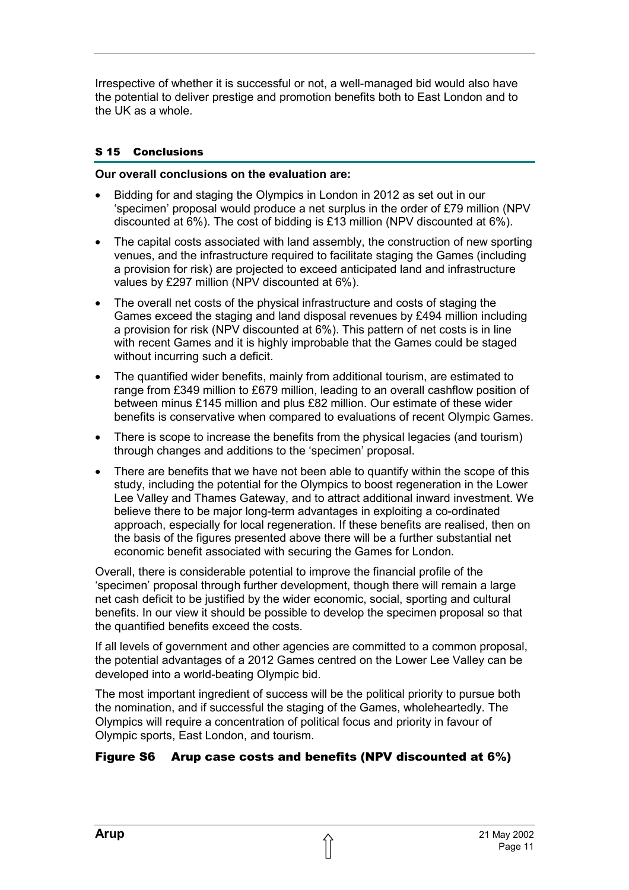Irrespective of whether it is successful or not, a well-managed bid would also have the potential to deliver prestige and promotion benefits both to East London and to the UK as a whole.

### S 15 Conclusions

**Our overall conclusions on the evaluation are:**

- Bidding for and staging the Olympics in London in 2012 as set out in our 'specimen' proposal would produce a net surplus in the order of £79 million (NPV discounted at 6%). The cost of bidding is £13 million (NPV discounted at 6%).
- The capital costs associated with land assembly, the construction of new sporting venues, and the infrastructure required to facilitate staging the Games (including a provision for risk) are projected to exceed anticipated land and infrastructure values by £297 million (NPV discounted at 6%).
- The overall net costs of the physical infrastructure and costs of staging the Games exceed the staging and land disposal revenues by £494 million including a provision for risk (NPV discounted at 6%). This pattern of net costs is in line with recent Games and it is highly improbable that the Games could be staged without incurring such a deficit.
- The quantified wider benefits, mainly from additional tourism, are estimated to range from £349 million to £679 million, leading to an overall cashflow position of between minus £145 million and plus £82 million. Our estimate of these wider benefits is conservative when compared to evaluations of recent Olympic Games.
- There is scope to increase the benefits from the physical legacies (and tourism) through changes and additions to the 'specimen' proposal.
- There are benefits that we have not been able to quantify within the scope of this study, including the potential for the Olympics to boost regeneration in the Lower Lee Valley and Thames Gateway, and to attract additional inward investment. We believe there to be major long-term advantages in exploiting a co-ordinated approach, especially for local regeneration. If these benefits are realised, then on the basis of the figures presented above there will be a further substantial net economic benefit associated with securing the Games for London.

Overall, there is considerable potential to improve the financial profile of the 'specimen' proposal through further development, though there will remain a large net cash deficit to be justified by the wider economic, social, sporting and cultural benefits. In our view it should be possible to develop the specimen proposal so that the quantified benefits exceed the costs.

If all levels of government and other agencies are committed to a common proposal, the potential advantages of a 2012 Games centred on the Lower Lee Valley can be developed into a world-beating Olympic bid.

The most important ingredient of success will be the political priority to pursue both the nomination, and if successful the staging of the Games, wholeheartedly. The Olympics will require a concentration of political focus and priority in favour of Olympic sports, East London, and tourism.

**Figure S6 Arup case costs and benefits (NPV discounted at 6%)**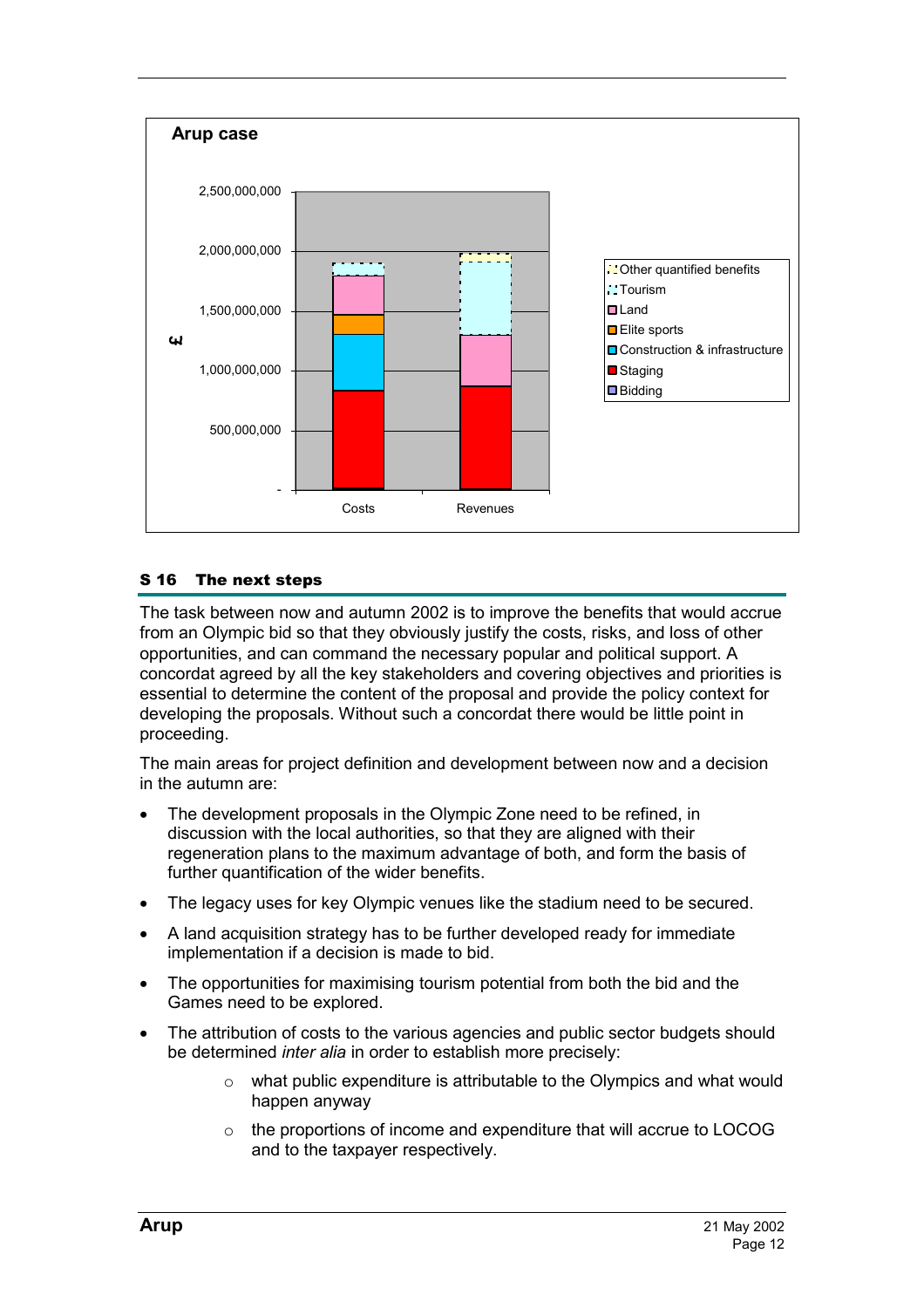**Arup case**

2,500,000,000
2,000,000,000
1,500,000,000
1,000,000,000
500,000,000
-

£

Costs
Revenues

Other quantified benefits
Tourism
Land
Elite sports
Construction & infrastructure
Staging
Bidding

## S 16 The next steps

The task between now and autumn 2002 is to improve the benefits that would accrue from an Olympic bid so that they obviously justify the costs, risks, and loss of other opportunities, and can command the necessary popular and political support. A concordat agreed by all the key stakeholders and covering objectives and priorities is essential to determine the content of the proposal and provide the policy context for developing the proposals. Without such a concordat there would be little point in proceeding.

The main areas for project definition and development between now and a decision in the autumn are:

- The development proposals in the Olympic Zone need to be refined, in discussion with the local authorities, so that they are aligned with their regeneration plans to the maximum advantage of both, and form the basis of further quantification of the wider benefits.
- The legacy uses for key Olympic venues like the stadium need to be secured.
- A land acquisition strategy has to be further developed ready for immediate implementation if a decision is made to bid.
- The opportunities for maximising tourism potential from both the bid and the Games need to be explored.
- The attribution of costs to the various agencies and public sector budgets should be determined *inter alia* in order to establish more precisely:
    - what public expenditure is attributable to the Olympics and what would happen anyway
    - the proportions of income and expenditure that will accrue to LOCOG and to the taxpayer respectively.